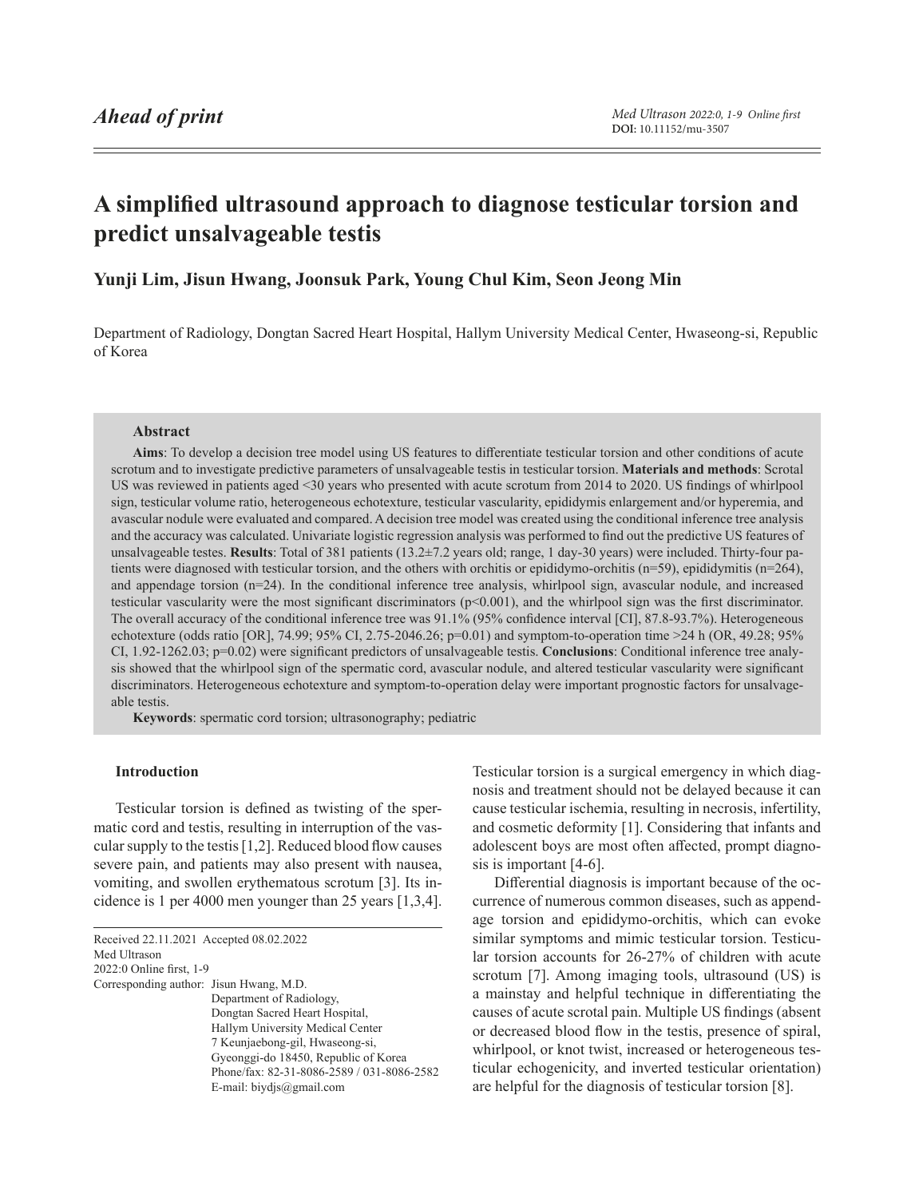# A simplified ultrasound approach to diagnose testicular torsion and predict unsalvageable testis

**Yunji Lim, Jisun Hwang, Joonsuk Park, Young Chul Kim, Seon Jeong Min**

Department of Radiology, Dongtan Sacred Heart Hospital, Hallym University Medical Center, Hwaseong-si, Republic of Korea

### Abstract

**Aims**: To develop a decision tree model using US features to differentiate testicular torsion and other conditions of acute scrotum and to investigate predictive parameters of unsalvageable testis in testicular torsion. **Materials and methods**: Scrotal US was reviewed in patients aged <30 years who presented with acute scrotum from 2014 to 2020. US findings of whirlpool sign, testicular volume ratio, heterogeneous echotexture, testicular vascularity, epididymis enlargement and/or hyperemia, and avascular nodule were evaluated and compared. A decision tree model was created using the conditional inference tree analysis and the accuracy was calculated. Univariate logistic regression analysis was performed to find out the predictive US features of unsalvageable testes. **Results**: Total of 381 patients (13.2±7.2 years old; range, 1 day-30 years) were included. Thirty-four patients were diagnosed with testicular torsion, and the others with orchitis or epididymo-orchitis (n=59), epididymitis (n=264), and appendage torsion (n=24). In the conditional inference tree analysis, whirlpool sign, avascular nodule, and increased testicular vascularity were the most significant discriminators ($p<0.001$), and the whirlpool sign was the first discriminator. The overall accuracy of the conditional inference tree was 91.1% (95% confidence interval [CI], 87.8-93.7%). Heterogeneous echotexture (odds ratio [OR], 74.99; 95% CI, 2.75-2046.26; $p=0.01$) and symptom-to-operation time >24 h (OR, 49.28; 95% CI, 1.92-1262.03; $p=0.02$) were significant predictors of unsalvageable testis. **Conclusions**: Conditional inference tree analysis showed that the whirlpool sign of the spermatic cord, avascular nodule, and altered testicular vascularity were significant discriminators. Heterogeneous echotexture and symptom-to-operation delay were important prognostic factors for unsalvageable testis.

**Keywords**: spermatic cord torsion; ultrasonography; pediatric

## Introduction

Testicular torsion is defined as twisting of the spermatic cord and testis, resulting in interruption of the vascular supply to the testis [1,2]. Reduced blood flow causes severe pain, and patients may also present with nausea, vomiting, and swollen erythematous scrotum [3]. Its incidence is 1 per 4000 men younger than 25 years [1,3,4]. Testicular torsion is a surgical emergency in which diagnosis and treatment should not be delayed because it can cause testicular ischemia, resulting in necrosis, infertility, and cosmetic deformity [1]. Considering that infants and adolescent boys are most often affected, prompt diagnosis is important [4-6].

Differential diagnosis is important because of the occurrence of numerous common diseases, such as appendage torsion and epididymo-orchitis, which can evoke similar symptoms and mimic testicular torsion. Testicular torsion accounts for 26-27% of children with acute scrotum [7]. Among imaging tools, ultrasound (US) is a mainstay and helpful technique in differentiating the causes of acute scrotal pain. Multiple US findings (absent or decreased blood flow in the testis, presence of spiral, whirlpool, or knot twist, increased or heterogeneous testicular echogenicity, and inverted testicular orientation) are helpful for the diagnosis of testicular torsion [8].

Received 22.11.2021 Accepted 08.02.2022
Med Ultrason
2022:0 Online first, 1-9
Corresponding author: Jisun Hwang, M.D.
Department of Radiology,
Dongtan Sacred Heart Hospital,
Hallym University Medical Center
7 Keunjaebong-gil, Hwaseong-si,
Gyeonggi-do 18450, Republic of Korea
Phone/fax: 82-31-8086-2589 / 031-8086-2582
E-mail: biydjs@gmail.com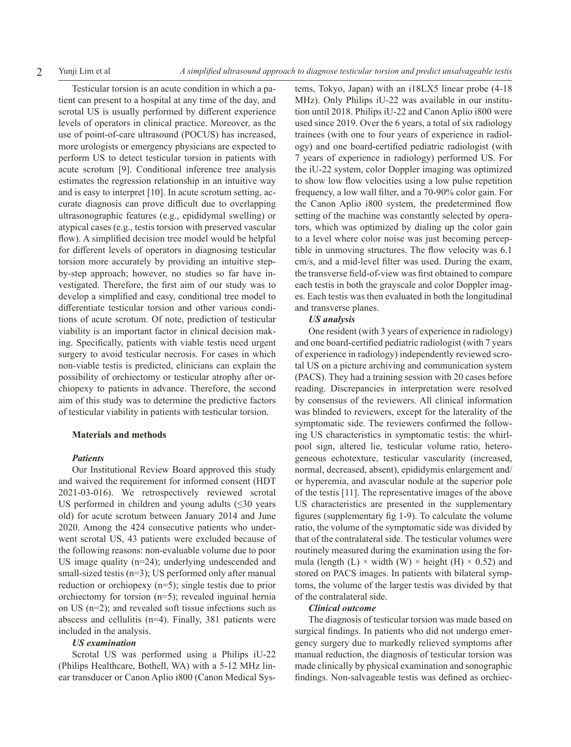Testicular torsion is an acute condition in which a patient can present to a hospital at any time of the day, and scrotal US is usually performed by different experience levels of operators in clinical practice. Moreover, as the use of point-of-care ultrasound (POCUS) has increased, more urologists or emergency physicians are expected to perform US to detect testicular torsion in patients with acute scrotum [9]. Conditional inference tree analysis estimates the regression relationship in an intuitive way and is easy to interpret [10]. In acute scrotum setting, accurate diagnosis can prove difficult due to overlapping ultrasonographic features (e.g., epididymal swelling) or atypical cases (e.g., testis torsion with preserved vascular flow). A simplified decision tree model would be helpful for different levels of operators in diagnosing testicular torsion more accurately by providing an intuitive step-by-step approach; however, no studies so far have investigated. Therefore, the first aim of our study was to develop a simplified and easy, conditional tree model to differentiate testicular torsion and other various conditions of acute scrotum. Of note, prediction of testicular viability is an important factor in clinical decision making. Specifically, patients with viable testis need urgent surgery to avoid testicular necrosis. For cases in which non-viable testis is predicted, clinicians can explain the possibility of orchiectomy or testicular atrophy after orchiopexy to patients in advance. Therefore, the second aim of this study was to determine the predictive factors of testicular viability in patients with testicular torsion.

## Materials and methods

### *Patients*

Our Institutional Review Board approved this study and waived the requirement for informed consent (HDT 2021-03-016). We retrospectively reviewed scrotal US performed in children and young adults (≤30 years old) for acute scrotum between January 2014 and June 2020. Among the 424 consecutive patients who underwent scrotal US, 43 patients were excluded because of the following reasons: non-evaluable volume due to poor US image quality (n=24); underlying undescended and small-sized testis (n=3); US performed only after manual reduction or orchiopexy (n=5); single testis due to prior orchiectomy for torsion (n=5); revealed inguinal hernia on US (n=2); and revealed soft tissue infections such as abscess and cellulitis (n=4). Finally, 381 patients were included in the analysis.

### *US examination*

Scrotal US was performed using a Philips iU-22 (Philips Healthcare, Bothell, WA) with a 5-12 MHz linear transducer or Canon Aplio i800 (Canon Medical Systems, Tokyo, Japan) with an i18LX5 linear probe (4-18 MHz). Only Philips iU-22 was available in our institution until 2018. Philips iU-22 and Canon Aplio i800 were used since 2019. Over the 6 years, a total of six radiology trainees (with one to four years of experience in radiology) and one board-certified pediatric radiologist (with 7 years of experience in radiology) performed US. For the iU-22 system, color Doppler imaging was optimized to show low flow velocities using a low pulse repetition frequency, a low wall filter, and a 70-90% color gain. For the Canon Aplio i800 system, the predetermined flow setting of the machine was constantly selected by operators, which was optimized by dialing up the color gain to a level where color noise was just becoming perceptible in unmoving structures. The flow velocity was 6.1 cm/s, and a mid-level filter was used. During the exam, the transverse field-of-view was first obtained to compare each testis in both the grayscale and color Doppler images. Each testis was then evaluated in both the longitudinal and transverse planes.

### *US analysis*

One resident (with 3 years of experience in radiology) and one board-certified pediatric radiologist (with 7 years of experience in radiology) independently reviewed scrotal US on a picture archiving and communication system (PACS). They had a training session with 20 cases before reading. Discrepancies in interpretation were resolved by consensus of the reviewers. All clinical information was blinded to reviewers, except for the laterality of the symptomatic side. The reviewers confirmed the following US characteristics in symptomatic testis: the whirlpool sign, altered lie, testicular volume ratio, heterogeneous echotexture, testicular vascularity (increased, normal, decreased, absent), epididymis enlargement and/or hyperemia, and avascular nodule at the superior pole of the testis [11]. The representative images of the above US characteristics are presented in the supplementary figures (supplementary fig 1-9). To calculate the volume ratio, the volume of the symptomatic side was divided by that of the contralateral side. The testicular volumes were routinely measured during the examination using the formula (length (L) × width (W) × height (H) × 0.52) and stored on PACS images. In patients with bilateral symptoms, the volume of the larger testis was divided by that of the contralateral side.

### *Clinical outcome*

The diagnosis of testicular torsion was made based on surgical findings. In patients who did not undergo emergency surgery due to markedly relieved symptoms after manual reduction, the diagnosis of testicular torsion was made clinically by physical examination and sonographic findings. Non-salvageable testis was defined as orchiec-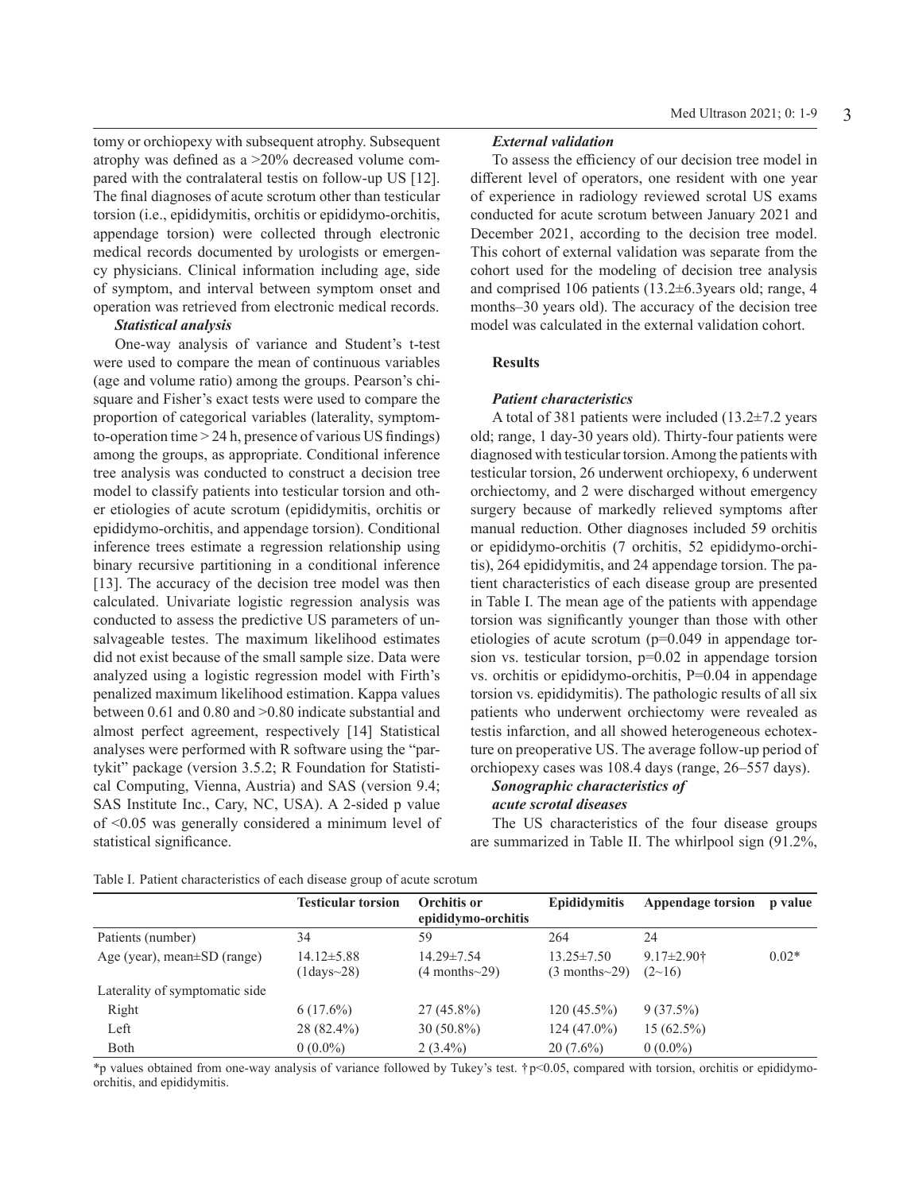tomy or orchiopexy with subsequent atrophy. Subsequent atrophy was defined as a >20% decreased volume compared with the contralateral testis on follow-up US [12]. The final diagnoses of acute scrotum other than testicular torsion (i.e., epididymitis, orchitis or epididymo-orchitis, appendage torsion) were collected through electronic medical records documented by urologists or emergency physicians. Clinical information including age, side of symptom, and interval between symptom onset and operation was retrieved from electronic medical records.

***Statistical analysis***

One-way analysis of variance and Student's t-test were used to compare the mean of continuous variables (age and volume ratio) among the groups. Pearson's chi-square and Fisher's exact tests were used to compare the proportion of categorical variables (laterality, symptom-to-operation time > 24 h, presence of various US findings) among the groups, as appropriate. Conditional inference tree analysis was conducted to construct a decision tree model to classify patients into testicular torsion and other etiologies of acute scrotum (epididymitis, orchitis or epididymo-orchitis, and appendage torsion). Conditional inference trees estimate a regression relationship using binary recursive partitioning in a conditional inference [13]. The accuracy of the decision tree model was then calculated. Univariate logistic regression analysis was conducted to assess the predictive US parameters of unsalvageable testes. The maximum likelihood estimates did not exist because of the small sample size. Data were analyzed using a logistic regression model with Firth's penalized maximum likelihood estimation. Kappa values between 0.61 and 0.80 and >0.80 indicate substantial and almost perfect agreement, respectively [14] Statistical analyses were performed with R software using the "partykit" package (version 3.5.2; R Foundation for Statistical Computing, Vienna, Austria) and SAS (version 9.4; SAS Institute Inc., Cary, NC, USA). A 2-sided p value of <0.05 was generally considered a minimum level of statistical significance.

***External validation***

To assess the efficiency of our decision tree model in different level of operators, one resident with one year of experience in radiology reviewed scrotal US exams conducted for acute scrotum between January 2021 and December 2021, according to the decision tree model. This cohort of external validation was separate from the cohort used for the modeling of decision tree analysis and comprised 106 patients (13.2±6.3years old; range, 4 months–30 years old). The accuracy of the decision tree model was calculated in the external validation cohort.

## Results

***Patient characteristics***

A total of 381 patients were included (13.2±7.2 years old; range, 1 day-30 years old). Thirty-four patients were diagnosed with testicular torsion. Among the patients with testicular torsion, 26 underwent orchiopexy, 6 underwent orchiectomy, and 2 were discharged without emergency surgery because of markedly relieved symptoms after manual reduction. Other diagnoses included 59 orchitis or epididymo-orchitis (7 orchitis, 52 epididymo-orchitis), 264 epididymitis, and 24 appendage torsion. The patient characteristics of each disease group are presented in Table I. The mean age of the patients with appendage torsion was significantly younger than those with other etiologies of acute scrotum (p=0.049 in appendage torsion vs. testicular torsion, p=0.02 in appendage torsion vs. orchitis or epididymo-orchitis, P=0.04 in appendage torsion vs. epididymitis). The pathologic results of all six patients who underwent orchiectomy were revealed as testis infarction, and all showed heterogeneous echotexture on preoperative US. The average follow-up period of orchiopexy cases was 108.4 days (range, 26–557 days).

***Sonographic characteristics of acute scrotal diseases***

The US characteristics of the four disease groups are summarized in Table II. The whirlpool sign (91.2%,

Table I. Patient characteristics of each disease group of acute scrotum

| | Testicular torsion | Orchitis or epididymo-orchitis | Epididymitis | Appendage torsion | p value |
|---|---|---|---|---|---|
| Patients (number) | 34 | 59 | 264 | 24 | |
| Age (year), mean±SD (range) | 14.12±5.88 (1days~28) | 14.29±7.54 (4 months~29) | 13.25±7.50 (3 months~29) | 9.17±2.90† (2~16) | 0.02* |
| Laterality of symptomatic side | | | | | |
| Right | 6 (17.6%) | 27 (45.8%) | 120 (45.5%) | 9 (37.5%) | |
| Left | 28 (82.4%) | 30 (50.8%) | 124 (47.0%) | 15 (62.5%) | |
| Both | 0 (0.0%) | 2 (3.4%) | 20 (7.6%) | 0 (0.0%) | |

*p values obtained from one-way analysis of variance followed by Tukey's test. †p<0.05, compared with torsion, orchitis or epididymo-orchitis, and epididymitis.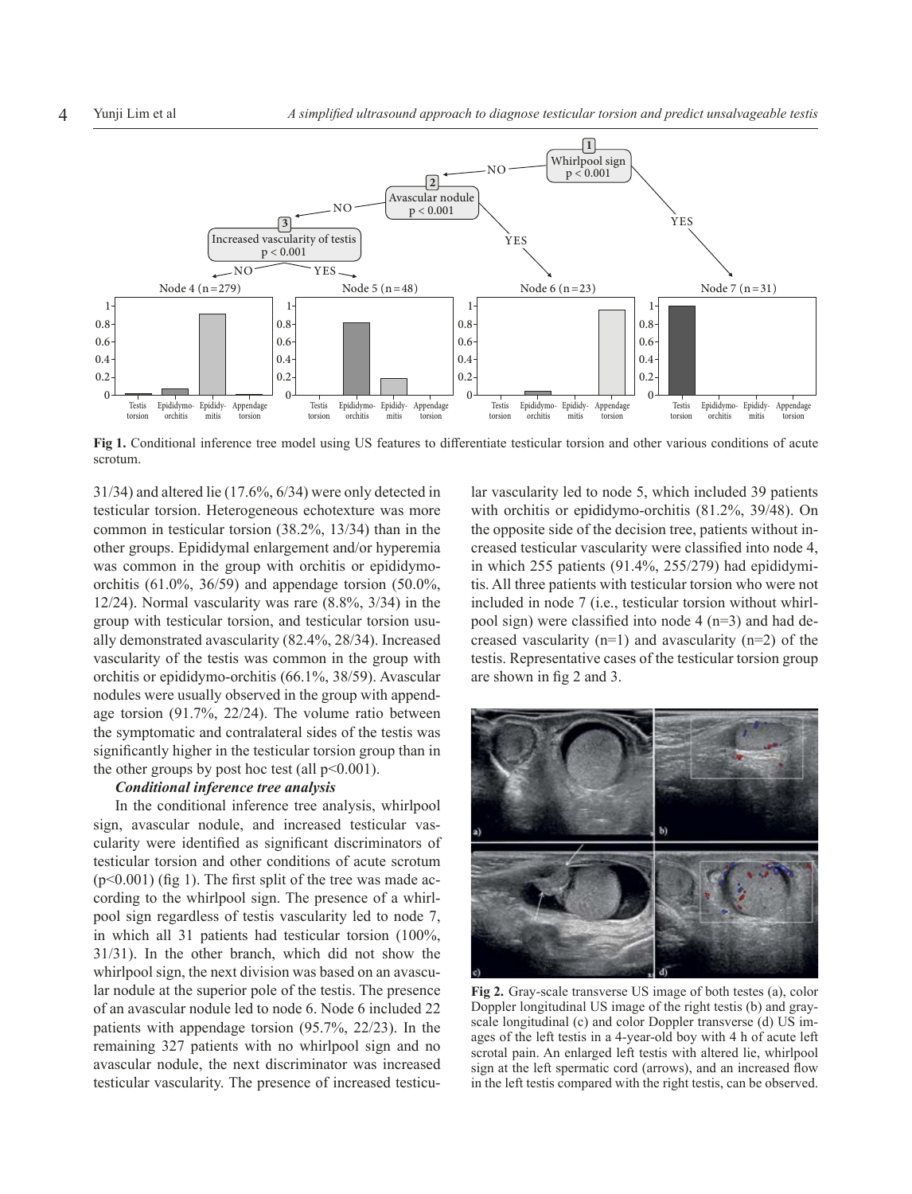Fig 1. Conditional inference tree model using US features to differentiate testicular torsion and other various conditions of acute scrotum.

31/34) and altered lie (17.6%, 6/34) were only detected in testicular torsion. Heterogeneous echotexture was more common in testicular torsion (38.2%, 13/34) than in the other groups. Epididymal enlargement and/or hyperemia was common in the group with orchitis or epididymo-orchitis (61.0%, 36/59) and appendage torsion (50.0%, 12/24). Normal vascularity was rare (8.8%, 3/34) in the group with testicular torsion, and testicular torsion usually demonstrated avascularity (82.4%, 28/34). Increased vascularity of the testis was common in the group with orchitis or epididymo-orchitis (66.1%, 38/59). Avascular nodules were usually observed in the group with appendage torsion (91.7%, 22/24). The volume ratio between the symptomatic and contralateral sides of the testis was significantly higher in the testicular torsion group than in the other groups by post hoc test (all $p<0.001$).

### *Conditional inference tree analysis*

In the conditional inference tree analysis, whirlpool sign, avascular nodule, and increased testicular vascularity were identified as significant discriminators of testicular torsion and other conditions of acute scrotum ($p<0.001$) (fig 1). The first split of the tree was made according to the whirlpool sign. The presence of a whirlpool sign regardless of testis vascularity led to node 7, in which all 31 patients had testicular torsion (100%, 31/31). In the other branch, which did not show the whirlpool sign, the next division was based on an avascular nodule at the superior pole of the testis. The presence of an avascular nodule led to node 6. Node 6 included 22 patients with appendage torsion (95.7%, 22/23). In the remaining 327 patients with no whirlpool sign and no avascular nodule, the next discriminator was increased testicular vascularity. The presence of increased testicular vascularity led to node 5, which included 39 patients with orchitis or epididymo-orchitis (81.2%, 39/48). On the opposite side of the decision tree, patients without increased testicular vascularity were classified into node 4, in which 255 patients (91.4%, 255/279) had epididymitis. All three patients with testicular torsion who were not included in node 7 (i.e., testicular torsion without whirlpool sign) were classified into node 4 (n=3) and had decreased vascularity (n=1) and avascularity (n=2) of the testis. Representative cases of the testicular torsion group are shown in fig 2 and 3.

Fig 2. Gray-scale transverse US image of both testes (a), color Doppler longitudinal US image of the right testis (b) and gray-scale longitudinal (c) and color Doppler transverse (d) US images of the left testis in a 4-year-old boy with 4 h of acute left scrotal pain. An enlarged left testis with altered lie, whirlpool sign at the left spermatic cord (arrows), and an increased flow in the left testis compared with the right testis, can be observed.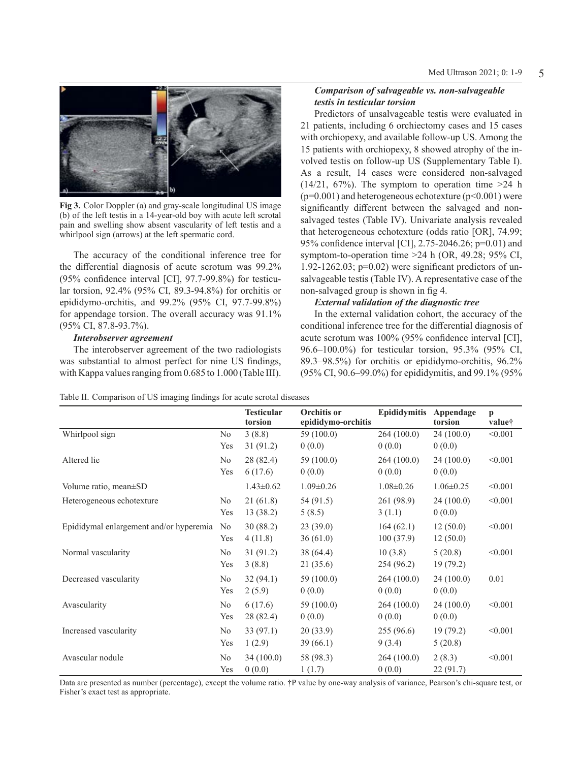Fig 3. Color Doppler (a) and gray-scale longitudinal US image (b) of the left testis in a 14-year-old boy with acute left scrotal pain and swelling show absent vascularity of left testis and a whirlpool sign (arrows) at the left spermatic cord.

The accuracy of the conditional inference tree for the differential diagnosis of acute scrotum was 99.2% (95% confidence interval [CI], 97.7-99.8%) for testicular torsion, 92.4% (95% CI, 89.3-94.8%) for orchitis or epididymo-orchitis, and 99.2% (95% CI, 97.7-99.8%) for appendage torsion. The overall accuracy was 91.1% (95% CI, 87.8-93.7%).

### *Interobserver agreement*

The interobserver agreement of the two radiologists was substantial to almost perfect for nine US findings, with Kappa values ranging from 0.685 to 1.000 (Table III).

### *Comparison of salvageable vs. non-salvageable testis in testicular torsion*

Predictors of unsalvageable testis were evaluated in 21 patients, including 6 orchiectomy cases and 15 cases with orchiopexy, and available follow-up US. Among the 15 patients with orchiopexy, 8 showed atrophy of the involved testis on follow-up US (Supplementary Table I). As a result, 14 cases were considered non-salvaged (14/21, 67%). The symptom to operation time >24 h (p=0.001) and heterogeneous echotexture (p<0.001) were significantly different between the salvaged and non-salvaged testes (Table IV). Univariate analysis revealed that heterogeneous echotexture (odds ratio [OR], 74.99; 95% confidence interval [CI], 2.75-2046.26; p=0.01) and symptom-to-operation time >24 h (OR, 49.28; 95% CI, 1.92-1262.03; p=0.02) were significant predictors of unsalvageable testis (Table IV). A representative case of the non-salvaged group is shown in fig 4.

### *External validation of the diagnostic tree*

In the external validation cohort, the accuracy of the conditional inference tree for the differential diagnosis of acute scrotum was 100% (95% confidence interval [CI], 96.6–100.0%) for testicular torsion, 95.3% (95% CI, 89.3–98.5%) for orchitis or epididymo-orchitis, 96.2% (95% CI, 90.6–99.0%) for epididymitis, and 99.1% (95%

Table II. Comparison of US imaging findings for acute scrotal diseases

| | | Testicular torsion | Orchitis or epididymo-orchitis | Epididymitis | Appendage torsion | p value† |
|---|---|---|---|---|---|---|
| Whirlpool sign | No | 3 (8.8) | 59 (100.0) | 264 (100.0) | 24 (100.0) | <0.001 |
| | Yes | 31 (91.2) | 0 (0.0) | 0 (0.0) | 0 (0.0) | |
| Altered lie | No | 28 (82.4) | 59 (100.0) | 264 (100.0) | 24 (100.0) | <0.001 |
| | Yes | 6 (17.6) | 0 (0.0) | 0 (0.0) | 0 (0.0) | |
| Volume ratio, mean±SD | | 1.43±0.62 | 1.09±0.26 | 1.08±0.26 | 1.06±0.25 | <0.001 |
| Heterogeneous echotexture | No | 21 (61.8) | 54 (91.5) | 261 (98.9) | 24 (100.0) | <0.001 |
| | Yes | 13 (38.2) | 5 (8.5) | 3 (1.1) | 0 (0.0) | |
| Epididymal enlargement and/or hyperemia | No | 30 (88.2) | 23 (39.0) | 164 (62.1) | 12 (50.0) | <0.001 |
| | Yes | 4 (11.8) | 36 (61.0) | 100 (37.9) | 12 (50.0) | |
| Normal vascularity | No | 31 (91.2) | 38 (64.4) | 10 (3.8) | 5 (20.8) | <0.001 |
| | Yes | 3 (8.8) | 21 (35.6) | 254 (96.2) | 19 (79.2) | |
| Decreased vascularity | No | 32 (94.1) | 59 (100.0) | 264 (100.0) | 24 (100.0) | 0.01 |
| | Yes | 2 (5.9) | 0 (0.0) | 0 (0.0) | 0 (0.0) | |
| Avascularity | No | 6 (17.6) | 59 (100.0) | 264 (100.0) | 24 (100.0) | <0.001 |
| | Yes | 28 (82.4) | 0 (0.0) | 0 (0.0) | 0 (0.0) | |
| Increased vascularity | No | 33 (97.1) | 20 (33.9) | 255 (96.6) | 19 (79.2) | <0.001 |
| | Yes | 1 (2.9) | 39 (66.1) | 9 (3.4) | 5 (20.8) | |
| Avascular nodule | No | 34 (100.0) | 58 (98.3) | 264 (100.0) | 2 (8.3) | <0.001 |
| | Yes | 0 (0.0) | 1 (1.7) | 0 (0.0) | 22 (91.7) | |

Data are presented as number (percentage), except the volume ratio. †P value by one-way analysis of variance, Pearson's chi-square test, or Fisher's exact test as appropriate.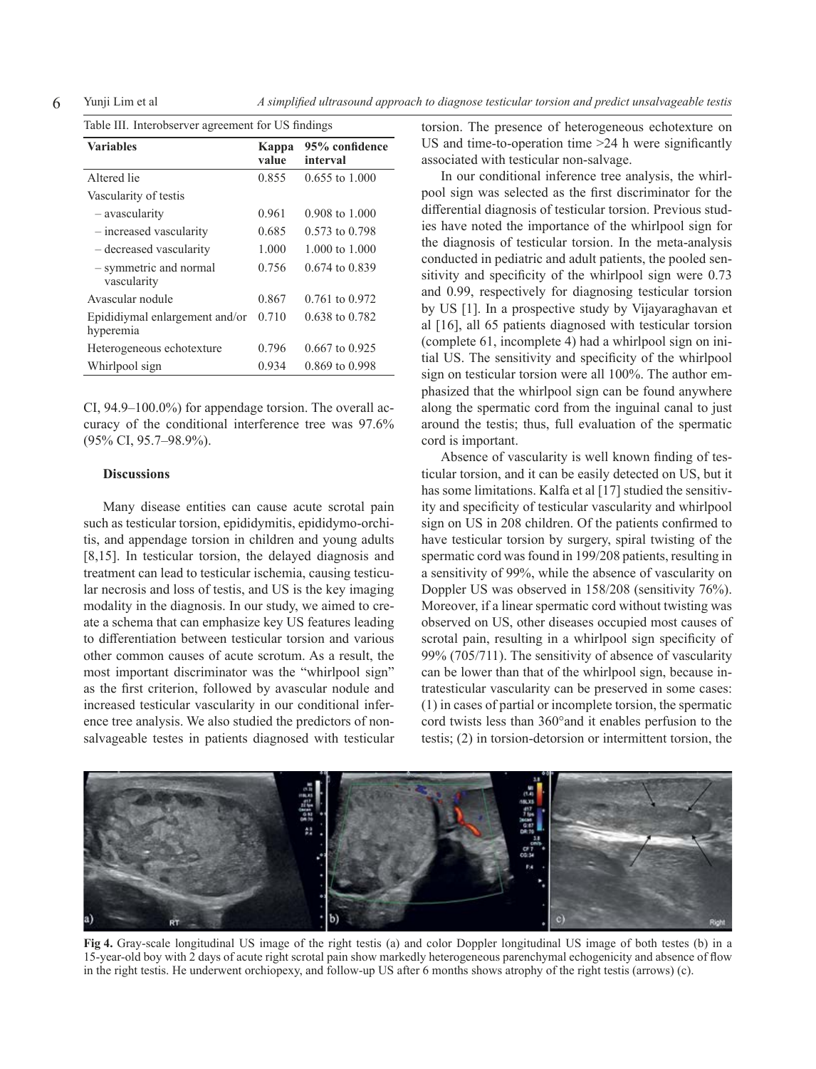Table III. Interobserver agreement for US findings

| Variables | Kappa value | 95% confidence interval |
|---|---|---|
| Altered lie | 0.855 | 0.655 to 1.000 |
| Vascularity of testis | | |
| – avascularity | 0.961 | 0.908 to 1.000 |
| – increased vascularity | 0.685 | 0.573 to 0.798 |
| – decreased vascularity | 1.000 | 1.000 to 1.000 |
| – symmetric and normal vascularity | 0.756 | 0.674 to 0.839 |
| Avascular nodule | 0.867 | 0.761 to 0.972 |
| Epididiymal enlargement and/or hyperemia | 0.710 | 0.638 to 0.782 |
| Heterogeneous echotexture | 0.796 | 0.667 to 0.925 |
| Whirlpool sign | 0.934 | 0.869 to 0.998 |

CI, 94.9–100.0%) for appendage torsion. The overall accuracy of the conditional interference tree was 97.6% (95% CI, 95.7–98.9%).

### Discussions

Many disease entities can cause acute scrotal pain such as testicular torsion, epididymitis, epididymo-orchitis, and appendage torsion in children and young adults [8,15]. In testicular torsion, the delayed diagnosis and treatment can lead to testicular ischemia, causing testicular necrosis and loss of testis, and US is the key imaging modality in the diagnosis. In our study, we aimed to create a schema that can emphasize key US features leading to differentiation between testicular torsion and various other common causes of acute scrotum. As a result, the most important discriminator was the "whirlpool sign" as the first criterion, followed by avascular nodule and increased testicular vascularity in our conditional inference tree analysis. We also studied the predictors of nonsalvageable testes in patients diagnosed with testicular torsion. The presence of heterogeneous echotexture on US and time-to-operation time >24 h were significantly associated with testicular non-salvage.

In our conditional inference tree analysis, the whirlpool sign was selected as the first discriminator for the differential diagnosis of testicular torsion. Previous studies have noted the importance of the whirlpool sign for the diagnosis of testicular torsion. In the meta-analysis conducted in pediatric and adult patients, the pooled sensitivity and specificity of the whirlpool sign were 0.73 and 0.99, respectively for diagnosing testicular torsion by US [1]. In a prospective study by Vijayaraghavan et al [16], all 65 patients diagnosed with testicular torsion (complete 61, incomplete 4) had a whirlpool sign on initial US. The sensitivity and specificity of the whirlpool sign on testicular torsion were all 100%. The author emphasized that the whirlpool sign can be found anywhere along the spermatic cord from the inguinal canal to just around the testis; thus, full evaluation of the spermatic cord is important.

Absence of vascularity is well known finding of testicular torsion, and it can be easily detected on US, but it has some limitations. Kalfa et al [17] studied the sensitivity and specificity of testicular vascularity and whirlpool sign on US in 208 children. Of the patients confirmed to have testicular torsion by surgery, spiral twisting of the spermatic cord was found in 199/208 patients, resulting in a sensitivity of 99%, while the absence of vascularity on Doppler US was observed in 158/208 (sensitivity 76%). Moreover, if a linear spermatic cord without twisting was observed on US, other diseases occupied most causes of scrotal pain, resulting in a whirlpool sign specificity of 99% (705/711). The sensitivity of absence of vascularity can be lower than that of the whirlpool sign, because intratesticular vascularity can be preserved in some cases: (1) in cases of partial or incomplete torsion, the spermatic cord twists less than 360°and it enables perfusion to the testis; (2) in torsion-detorsion or intermittent torsion, the

**Fig 4.** Gray-scale longitudinal US image of the right testis (a) and color Doppler longitudinal US image of both testes (b) in a 15-year-old boy with 2 days of acute right scrotal pain show markedly heterogeneous parenchymal echogenicity and absence of flow in the right testis. He underwent orchiopexy, and follow-up US after 6 months shows atrophy of the right testis (arrows) (c).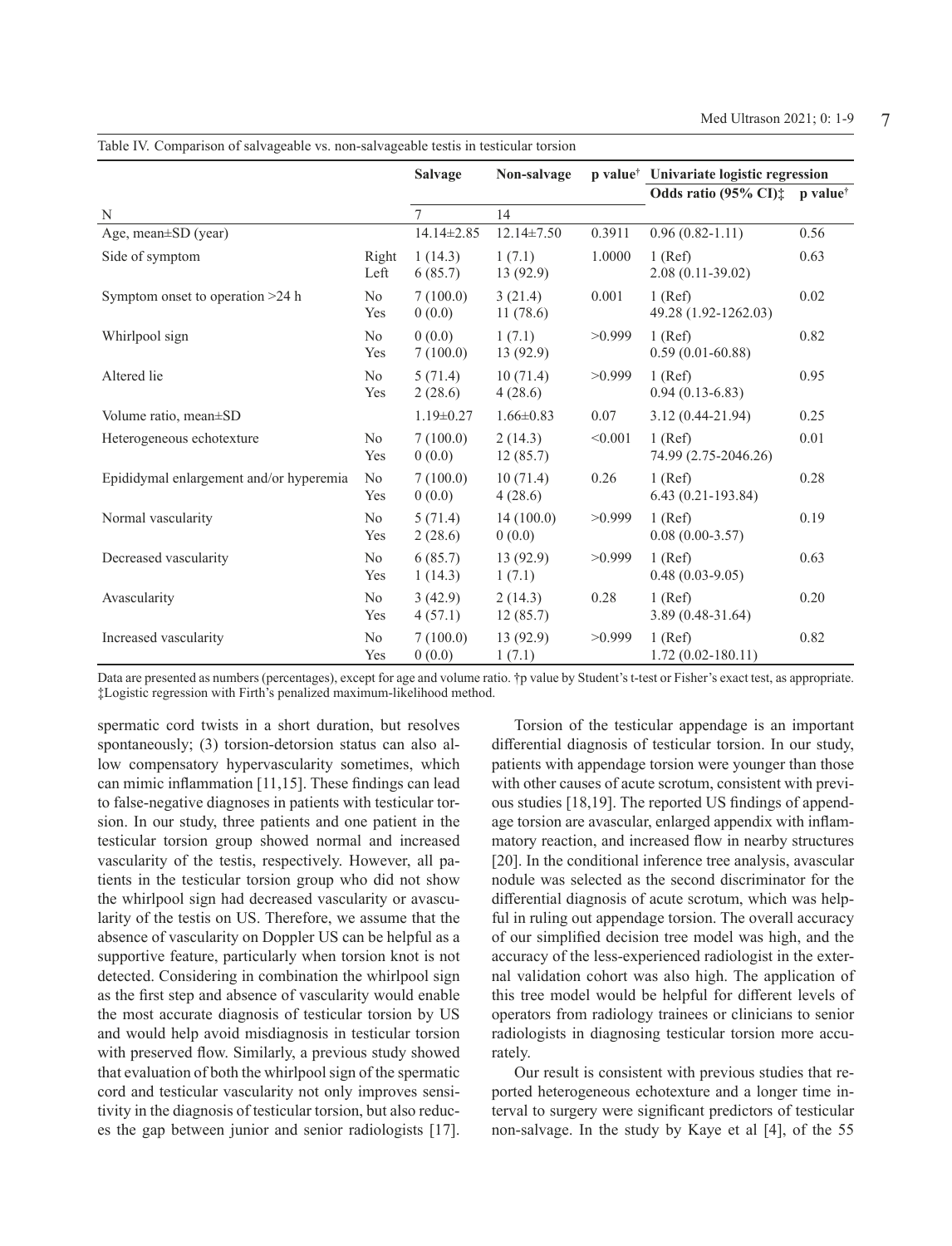Table IV. Comparison of salvageable vs. non-salvageable testis in testicular torsion

| | | Salvage | Non-salvage | p value[†] | Univariate logistic regression | |
|---|---|---|---|---|---|---|
| | | | | | Odds ratio (95% CI)‡ | p value[†] |
| N | | 7 | 14 | | | |
| Age, mean±SD (year) | | 14.14±2.85 | 12.14±7.50 | 0.3911 | 0.96 (0.82-1.11) | 0.56 |
| Side of symptom | Right | 1 (14.3) | 1 (7.1) | 1.0000 | 1 (Ref) | 0.63 |
| | Left | 6 (85.7) | 13 (92.9) | | 2.08 (0.11-39.02) | |
| Symptom onset to operation >24 h | No | 7 (100.0) | 3 (21.4) | 0.001 | 1 (Ref) | 0.02 |
| | Yes | 0 (0.0) | 11 (78.6) | | 49.28 (1.92-1262.03) | |
| Whirlpool sign | No | 0 (0.0) | 1 (7.1) | >0.999 | 1 (Ref) | 0.82 |
| | Yes | 7 (100.0) | 13 (92.9) | | 0.59 (0.01-60.88) | |
| Altered lie | No | 5 (71.4) | 10 (71.4) | >0.999 | 1 (Ref) | 0.95 |
| | Yes | 2 (28.6) | 4 (28.6) | | 0.94 (0.13-6.83) | |
| Volume ratio, mean±SD | | 1.19±0.27 | 1.66±0.83 | 0.07 | 3.12 (0.44-21.94) | 0.25 |
| Heterogeneous echotexture | No | 7 (100.0) | 2 (14.3) | <0.001 | 1 (Ref) | 0.01 |
| | Yes | 0 (0.0) | 12 (85.7) | | 74.99 (2.75-2046.26) | |
| Epididymal enlargement and/or hyperemia | No | 7 (100.0) | 10 (71.4) | 0.26 | 1 (Ref) | 0.28 |
| | Yes | 0 (0.0) | 4 (28.6) | | 6.43 (0.21-193.84) | |
| Normal vascularity | No | 5 (71.4) | 14 (100.0) | >0.999 | 1 (Ref) | 0.19 |
| | Yes | 2 (28.6) | 0 (0.0) | | 0.08 (0.00-3.57) | |
| Decreased vascularity | No | 6 (85.7) | 13 (92.9) | >0.999 | 1 (Ref) | 0.63 |
| | Yes | 1 (14.3) | 1 (7.1) | | 0.48 (0.03-9.05) | |
| Avascularity | No | 3 (42.9) | 2 (14.3) | 0.28 | 1 (Ref) | 0.20 |
| | Yes | 4 (57.1) | 12 (85.7) | | 3.89 (0.48-31.64) | |
| Increased vascularity | No | 7 (100.0) | 13 (92.9) | >0.999 | 1 (Ref) | 0.82 |
| | Yes | 0 (0.0) | 1 (7.1) | | 1.72 (0.02-180.11) | |

Data are presented as numbers (percentages), except for age and volume ratio. †p value by Student's t-test or Fisher's exact test, as appropriate. ‡Logistic regression with Firth's penalized maximum-likelihood method.

spermatic cord twists in a short duration, but resolves spontaneously; (3) torsion-detorsion status can also allow compensatory hypervascularity sometimes, which can mimic inflammation [11,15]. These findings can lead to false-negative diagnoses in patients with testicular torsion. In our study, three patients and one patient in the testicular torsion group showed normal and increased vascularity of the testis, respectively. However, all patients in the testicular torsion group who did not show the whirlpool sign had decreased vascularity or avascularity of the testis on US. Therefore, we assume that the absence of vascularity on Doppler US can be helpful as a supportive feature, particularly when torsion knot is not detected. Considering in combination the whirlpool sign as the first step and absence of vascularity would enable the most accurate diagnosis of testicular torsion by US and would help avoid misdiagnosis in testicular torsion with preserved flow. Similarly, a previous study showed that evaluation of both the whirlpool sign of the spermatic cord and testicular vascularity not only improves sensitivity in the diagnosis of testicular torsion, but also reduces the gap between junior and senior radiologists [17].

Torsion of the testicular appendage is an important differential diagnosis of testicular torsion. In our study, patients with appendage torsion were younger than those with other causes of acute scrotum, consistent with previous studies [18,19]. The reported US findings of appendage torsion are avascular, enlarged appendix with inflammatory reaction, and increased flow in nearby structures [20]. In the conditional inference tree analysis, avascular nodule was selected as the second discriminator for the differential diagnosis of acute scrotum, which was helpful in ruling out appendage torsion. The overall accuracy of our simplified decision tree model was high, and the accuracy of the less-experienced radiologist in the external validation cohort was also high. The application of this tree model would be helpful for different levels of operators from radiology trainees or clinicians to senior radiologists in diagnosing testicular torsion more accurately.

Our result is consistent with previous studies that reported heterogeneous echotexture and a longer time interval to surgery were significant predictors of testicular non-salvage. In the study by Kaye et al [4], of the 55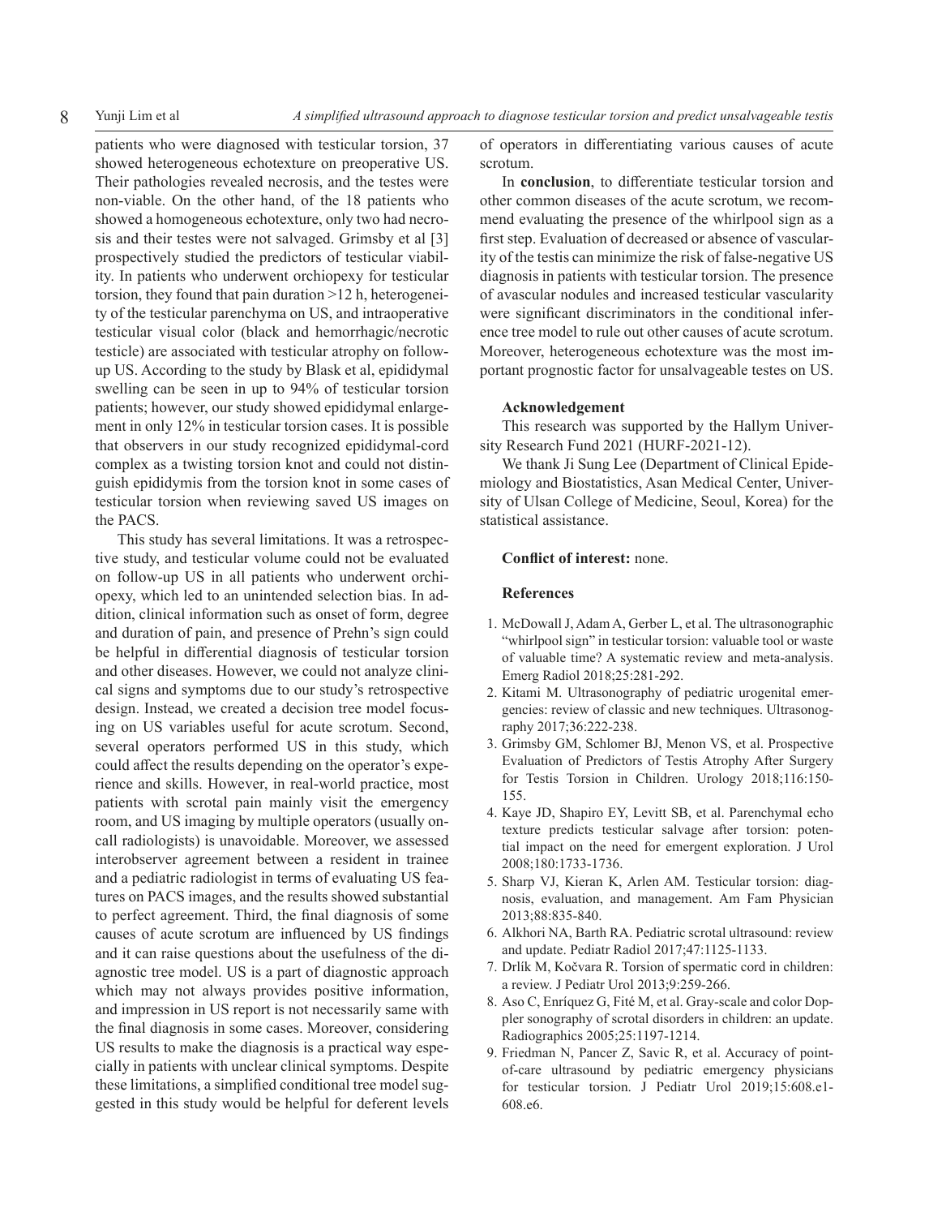patients who were diagnosed with testicular torsion, 37 showed heterogeneous echotexture on preoperative US. Their pathologies revealed necrosis, and the testes were non-viable. On the other hand, of the 18 patients who showed a homogeneous echotexture, only two had necrosis and their testes were not salvaged. Grimsby et al [3] prospectively studied the predictors of testicular viability. In patients who underwent orchiopexy for testicular torsion, they found that pain duration >12 h, heterogeneity of the testicular parenchyma on US, and intraoperative testicular visual color (black and hemorrhagic/necrotic testicle) are associated with testicular atrophy on follow-up US. According to the study by Blask et al, epididymal swelling can be seen in up to 94% of testicular torsion patients; however, our study showed epididymal enlargement in only 12% in testicular torsion cases. It is possible that observers in our study recognized epididymal-cord complex as a twisting torsion knot and could not distinguish epididymis from the torsion knot in some cases of testicular torsion when reviewing saved US images on the PACS.

This study has several limitations. It was a retrospective study, and testicular volume could not be evaluated on follow-up US in all patients who underwent orchiopexy, which led to an unintended selection bias. In addition, clinical information such as onset of form, degree and duration of pain, and presence of Prehn's sign could be helpful in differential diagnosis of testicular torsion and other diseases. However, we could not analyze clinical signs and symptoms due to our study's retrospective design. Instead, we created a decision tree model focusing on US variables useful for acute scrotum. Second, several operators performed US in this study, which could affect the results depending on the operator's experience and skills. However, in real-world practice, most patients with scrotal pain mainly visit the emergency room, and US imaging by multiple operators (usually on-call radiologists) is unavoidable. Moreover, we assessed interobserver agreement between a resident in trainee and a pediatric radiologist in terms of evaluating US features on PACS images, and the results showed substantial to perfect agreement. Third, the final diagnosis of some causes of acute scrotum are influenced by US findings and it can raise questions about the usefulness of the diagnostic tree model. US is a part of diagnostic approach which may not always provides positive information, and impression in US report is not necessarily same with the final diagnosis in some cases. Moreover, considering US results to make the diagnosis is a practical way especially in patients with unclear clinical symptoms. Despite these limitations, a simplified conditional tree model suggested in this study would be helpful for deferent levels of operators in differentiating various causes of acute scrotum.

In **conclusion**, to differentiate testicular torsion and other common diseases of the acute scrotum, we recommend evaluating the presence of the whirlpool sign as a first step. Evaluation of decreased or absence of vascularity of the testis can minimize the risk of false-negative US diagnosis in patients with testicular torsion. The presence of avascular nodules and increased testicular vascularity were significant discriminators in the conditional inference tree model to rule out other causes of acute scrotum. Moreover, heterogeneous echotexture was the most important prognostic factor for unsalvageable testes on US.

#### Acknowledgement

This research was supported by the Hallym University Research Fund 2021 (HURF-2021-12).

We thank Ji Sung Lee (Department of Clinical Epidemiology and Biostatistics, Asan Medical Center, University of Ulsan College of Medicine, Seoul, Korea) for the statistical assistance.

**Conflict of interest:** none.

#### References

1. McDowall J, Adam A, Gerber L, et al. The ultrasonographic "whirlpool sign" in testicular torsion: valuable tool or waste of valuable time? A systematic review and meta-analysis. Emerg Radiol 2018;25:281-292.
2. Kitami M. Ultrasonography of pediatric urogenital emergencies: review of classic and new techniques. Ultrasonography 2017;36:222-238.
3. Grimsby GM, Schlomer BJ, Menon VS, et al. Prospective Evaluation of Predictors of Testis Atrophy After Surgery for Testis Torsion in Children. Urology 2018;116:150-155.
4. Kaye JD, Shapiro EY, Levitt SB, et al. Parenchymal echo texture predicts testicular salvage after torsion: potential impact on the need for emergent exploration. J Urol 2008;180:1733-1736.
5. Sharp VJ, Kieran K, Arlen AM. Testicular torsion: diagnosis, evaluation, and management. Am Fam Physician 2013;88:835-840.
6. Alkhori NA, Barth RA. Pediatric scrotal ultrasound: review and update. Pediatr Radiol 2017;47:1125-1133.
7. Drlík M, Kočvara R. Torsion of spermatic cord in children: a review. J Pediatr Urol 2013;9:259-266.
8. Aso C, Enríquez G, Fité M, et al. Gray-scale and color Doppler sonography of scrotal disorders in children: an update. Radiographics 2005;25:1197-1214.
9. Friedman N, Pancer Z, Savic R, et al. Accuracy of point-of-care ultrasound by pediatric emergency physicians for testicular torsion. J Pediatr Urol 2019;15:608.e1-608.e6.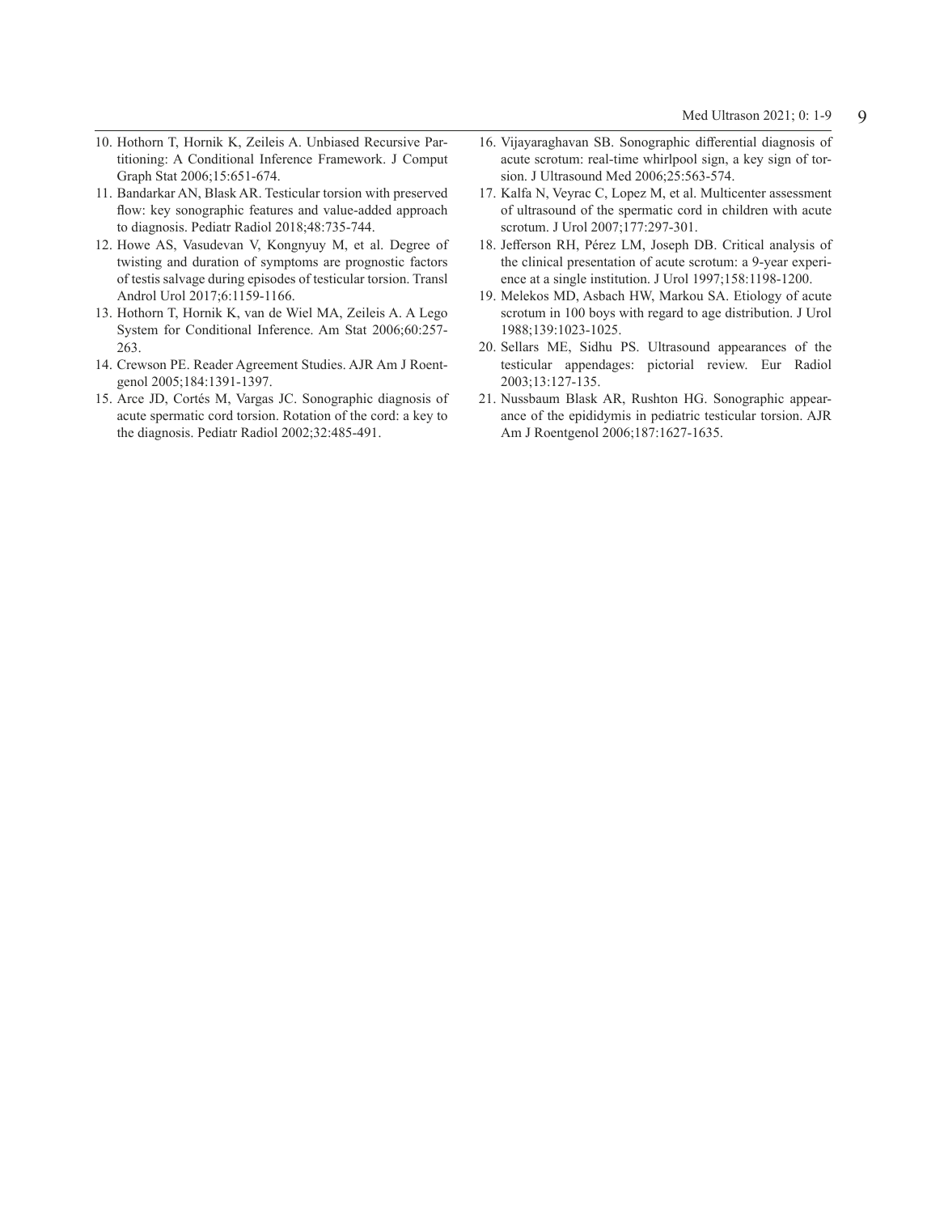10. Hothorn T, Hornik K, Zeileis A. Unbiased Recursive Partitioning: A Conditional Inference Framework. J Comput Graph Stat 2006;15:651-674.
11. Bandarkar AN, Blask AR. Testicular torsion with preserved flow: key sonographic features and value-added approach to diagnosis. Pediatr Radiol 2018;48:735-744.
12. Howe AS, Vasudevan V, Kongnyuy M, et al. Degree of twisting and duration of symptoms are prognostic factors of testis salvage during episodes of testicular torsion. Transl Androl Urol 2017;6:1159-1166.
13. Hothorn T, Hornik K, van de Wiel MA, Zeileis A. A Lego System for Conditional Inference. Am Stat 2006;60:257-263.
14. Crewson PE. Reader Agreement Studies. AJR Am J Roentgenol 2005;184:1391-1397.
15. Arce JD, Cortés M, Vargas JC. Sonographic diagnosis of acute spermatic cord torsion. Rotation of the cord: a key to the diagnosis. Pediatr Radiol 2002;32:485-491.
16. Vijayaraghavan SB. Sonographic differential diagnosis of acute scrotum: real-time whirlpool sign, a key sign of torsion. J Ultrasound Med 2006;25:563-574.
17. Kalfa N, Veyrac C, Lopez M, et al. Multicenter assessment of ultrasound of the spermatic cord in children with acute scrotum. J Urol 2007;177:297-301.
18. Jefferson RH, Pérez LM, Joseph DB. Critical analysis of the clinical presentation of acute scrotum: a 9-year experience at a single institution. J Urol 1997;158:1198-1200.
19. Melekos MD, Asbach HW, Markou SA. Etiology of acute scrotum in 100 boys with regard to age distribution. J Urol 1988;139:1023-1025.
20. Sellars ME, Sidhu PS. Ultrasound appearances of the testicular appendages: pictorial review. Eur Radiol 2003;13:127-135.
21. Nussbaum Blask AR, Rushton HG. Sonographic appearance of the epididymis in pediatric testicular torsion. AJR Am J Roentgenol 2006;187:1627-1635.